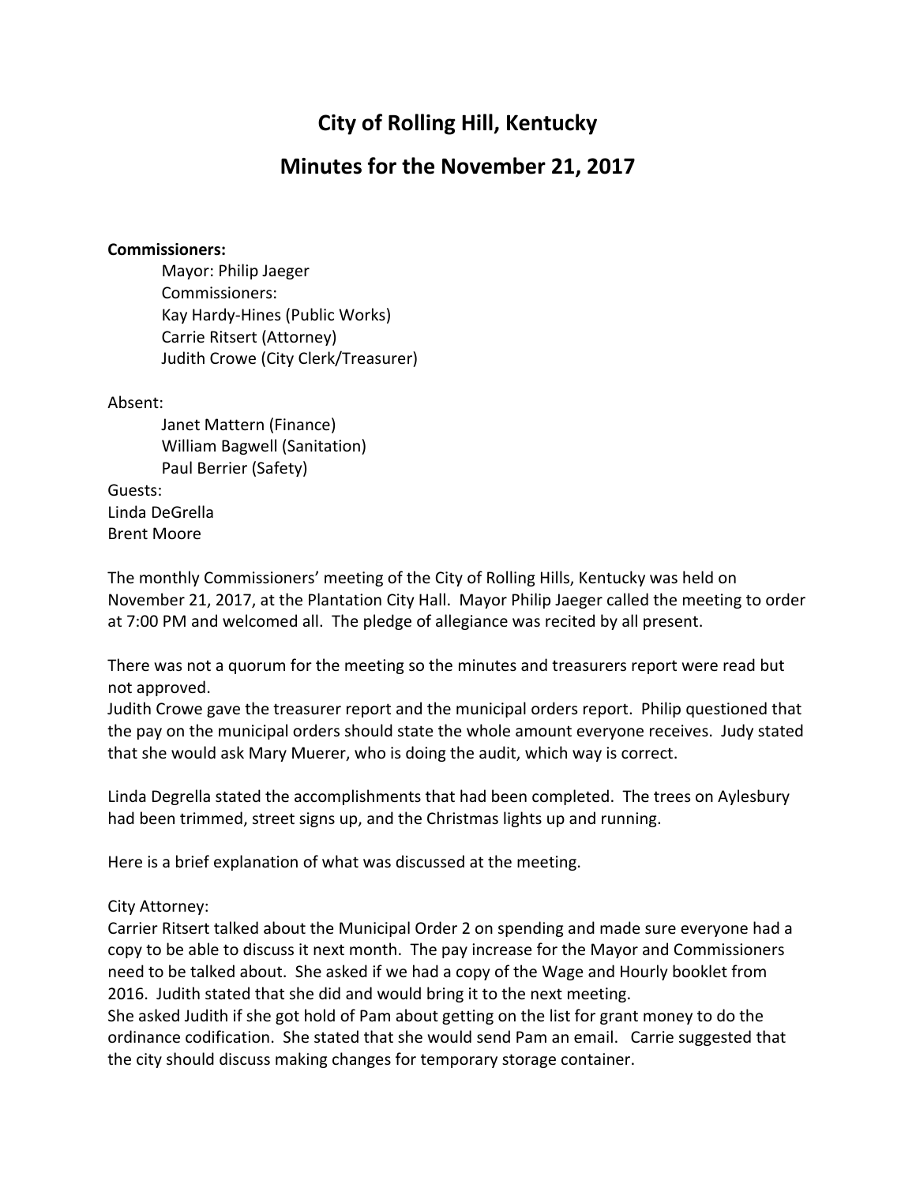# City of Rolling Hill, Kentucky

## Minutes for the November 21, 2017

**Commissioners:**

Mayor: Philip Jaeger
Commissioners:
Kay Hardy-Hines (Public Works)
Carrie Ritsert (Attorney)
Judith Crowe (City Clerk/Treasurer)

Absent:

Janet Mattern (Finance)
William Bagwell (Sanitation)
Paul Berrier (Safety)

Guests:
Linda DeGrella
Brent Moore

The monthly Commissioners' meeting of the City of Rolling Hills, Kentucky was held on November 21, 2017, at the Plantation City Hall. Mayor Philip Jaeger called the meeting to order at 7:00 PM and welcomed all. The pledge of allegiance was recited by all present.

There was not a quorum for the meeting so the minutes and treasurers report were read but not approved.
Judith Crowe gave the treasurer report and the municipal orders report. Philip questioned that the pay on the municipal orders should state the whole amount everyone receives. Judy stated that she would ask Mary Muerer, who is doing the audit, which way is correct.

Linda Degrella stated the accomplishments that had been completed. The trees on Aylesbury had been trimmed, street signs up, and the Christmas lights up and running.

Here is a brief explanation of what was discussed at the meeting.

City Attorney:
Carrier Ritsert talked about the Municipal Order 2 on spending and made sure everyone had a copy to be able to discuss it next month. The pay increase for the Mayor and Commissioners need to be talked about. She asked if we had a copy of the Wage and Hourly booklet from 2016. Judith stated that she did and would bring it to the next meeting.
She asked Judith if she got hold of Pam about getting on the list for grant money to do the ordinance codification. She stated that she would send Pam an email. Carrie suggested that the city should discuss making changes for temporary storage container.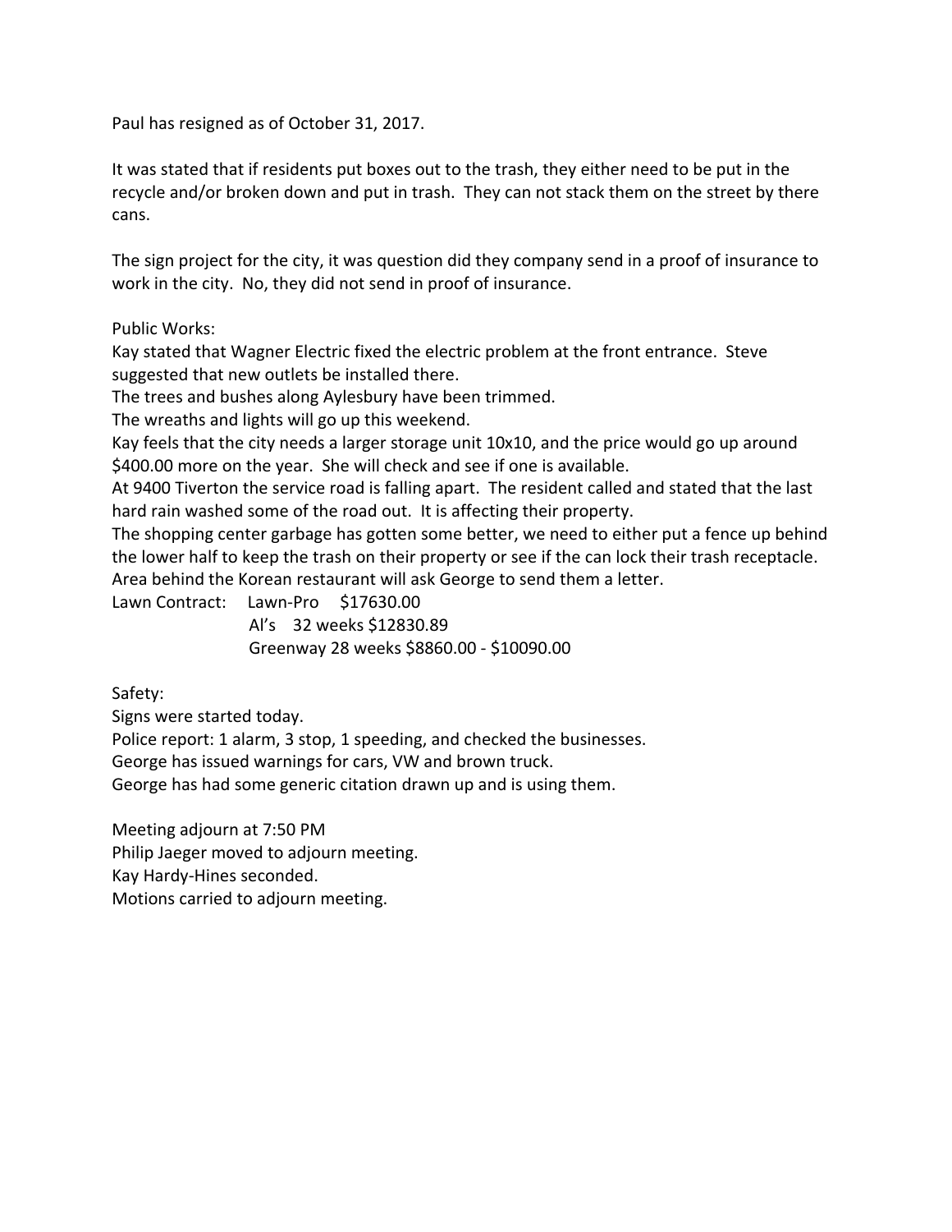Paul has resigned as of October 31, 2017.

It was stated that if residents put boxes out to the trash, they either need to be put in the recycle and/or broken down and put in trash. They can not stack them on the street by there cans.

The sign project for the city, it was question did they company send in a proof of insurance to work in the city. No, they did not send in proof of insurance.

Public Works:
Kay stated that Wagner Electric fixed the electric problem at the front entrance. Steve suggested that new outlets be installed there.
The trees and bushes along Aylesbury have been trimmed.
The wreaths and lights will go up this weekend.
Kay feels that the city needs a larger storage unit 10x10, and the price would go up around $400.00 more on the year. She will check and see if one is available.
At 9400 Tiverton the service road is falling apart. The resident called and stated that the last hard rain washed some of the road out. It is affecting their property.
The shopping center garbage has gotten some better, we need to either put a fence up behind the lower half to keep the trash on their property or see if the can lock their trash receptacle.
Area behind the Korean restaurant will ask George to send them a letter.
Lawn Contract: Lawn-Pro $17630.00
Al's 32 weeks $12830.89
Greenway 28 weeks $8860.00 - $10090.00

Safety:
Signs were started today.
Police report: 1 alarm, 3 stop, 1 speeding, and checked the businesses.
George has issued warnings for cars, VW and brown truck.
George has had some generic citation drawn up and is using them.

Meeting adjourn at 7:50 PM
Philip Jaeger moved to adjourn meeting.
Kay Hardy-Hines seconded.
Motions carried to adjourn meeting.